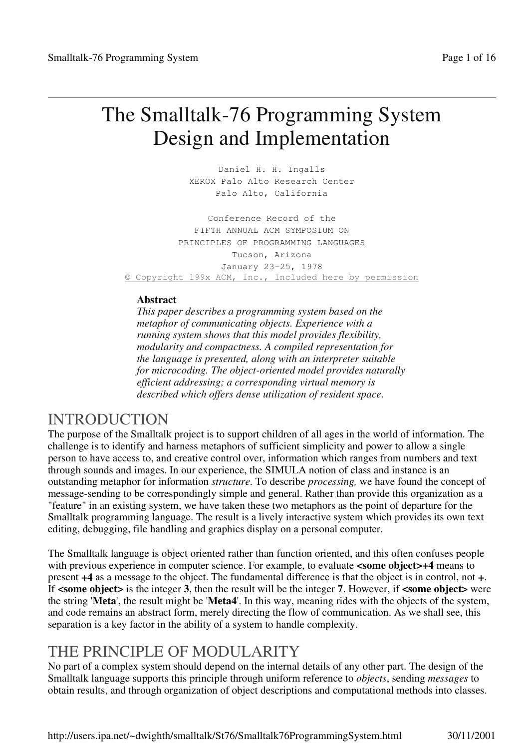# The Smalltalk-76 Programming System Design and Implementation

Daniel H. H. Ingalls
XEROX Palo Alto Research Center
Palo Alto, California

Conference Record of the
FIFTH ANNUAL ACM SYMPOSIUM ON
PRINCIPLES OF PROGRAMMING LANGUAGES
Tucson, Arizona
January 23-25, 1978
© Copyright 199x ACM, Inc., Included here by permission

**Abstract**
*This paper describes a programming system based on the metaphor of communicating objects. Experience with a running system shows that this model provides flexibility, modularity and compactness. A compiled representation for the language is presented, along with an interpreter suitable for microcoding. The object-oriented model provides naturally efficient addressing; a corresponding virtual memory is described which offers dense utilization of resident space.*

## INTRODUCTION

The purpose of the Smalltalk project is to support children of all ages in the world of information. The challenge is to identify and harness metaphors of sufficient simplicity and power to allow a single person to have access to, and creative control over, information which ranges from numbers and text through sounds and images. In our experience, the SIMULA notion of class and instance is an outstanding metaphor for information *structure*. To describe *processing,* we have found the concept of message-sending to be correspondingly simple and general. Rather than provide this organization as a "feature" in an existing system, we have taken these two metaphors as the point of departure for the Smalltalk programming language. The result is a lively interactive system which provides its own text editing, debugging, file handling and graphics display on a personal computer.

The Smalltalk language is object oriented rather than function oriented, and this often confuses people with previous experience in computer science. For example, to evaluate **<some object>+4** means to present **+4** as a message to the object. The fundamental difference is that the object is in control, not **+**. If **<some object>** is the integer **3**, then the result will be the integer **7**. However, if **<some object>** were the string '**Meta**', the result might be '**Meta4**'. In this way, meaning rides with the objects of the system, and code remains an abstract form, merely directing the flow of communication. As we shall see, this separation is a key factor in the ability of a system to handle complexity.

## THE PRINCIPLE OF MODULARITY

No part of a complex system should depend on the internal details of any other part. The design of the Smalltalk language supports this principle through uniform reference to *objects*, sending *messages* to obtain results, and through organization of object descriptions and computational methods into classes.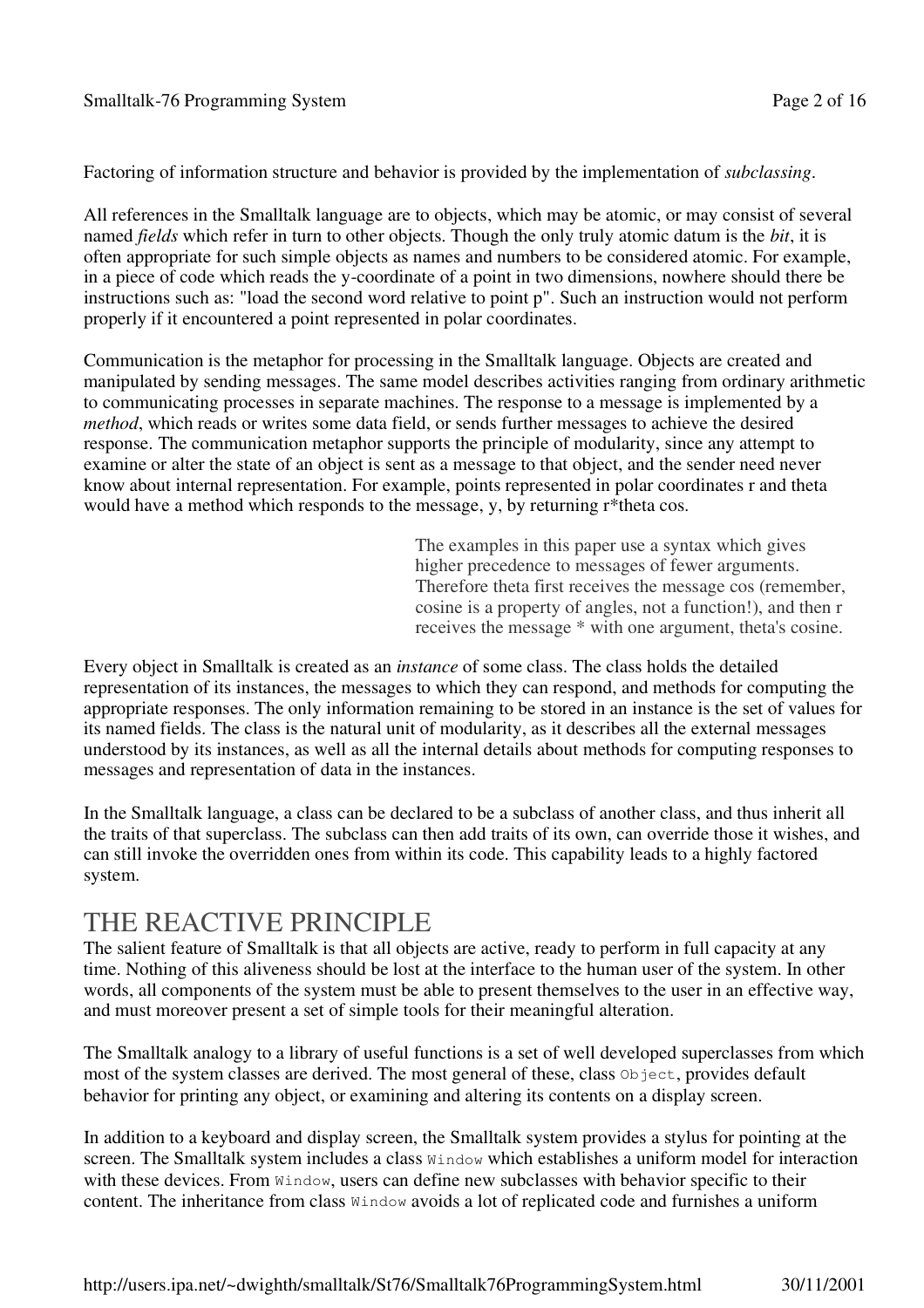Factoring of information structure and behavior is provided by the implementation of *subclassing*.

All references in the Smalltalk language are to objects, which may be atomic, or may consist of several named *fields* which refer in turn to other objects. Though the only truly atomic datum is the *bit*, it is often appropriate for such simple objects as names and numbers to be considered atomic. For example, in a piece of code which reads the y-coordinate of a point in two dimensions, nowhere should there be instructions such as: "load the second word relative to point p". Such an instruction would not perform properly if it encountered a point represented in polar coordinates.

Communication is the metaphor for processing in the Smalltalk language. Objects are created and manipulated by sending messages. The same model describes activities ranging from ordinary arithmetic to communicating processes in separate machines. The response to a message is implemented by a *method*, which reads or writes some data field, or sends further messages to achieve the desired response. The communication metaphor supports the principle of modularity, since any attempt to examine or alter the state of an object is sent as a message to that object, and the sender need never know about internal representation. For example, points represented in polar coordinates r and theta would have a method which responds to the message, y, by returning r*theta cos.

> The examples in this paper use a syntax which gives higher precedence to messages of fewer arguments. Therefore theta first receives the message cos (remember, cosine is a property of angles, not a function!), and then r receives the message * with one argument, theta's cosine.

Every object in Smalltalk is created as an *instance* of some class. The class holds the detailed representation of its instances, the messages to which they can respond, and methods for computing the appropriate responses. The only information remaining to be stored in an instance is the set of values for its named fields. The class is the natural unit of modularity, as it describes all the external messages understood by its instances, as well as all the internal details about methods for computing responses to messages and representation of data in the instances.

In the Smalltalk language, a class can be declared to be a subclass of another class, and thus inherit all the traits of that superclass. The subclass can then add traits of its own, can override those it wishes, and can still invoke the overridden ones from within its code. This capability leads to a highly factored system.

# THE REACTIVE PRINCIPLE

The salient feature of Smalltalk is that all objects are active, ready to perform in full capacity at any time. Nothing of this aliveness should be lost at the interface to the human user of the system. In other words, all components of the system must be able to present themselves to the user in an effective way, and must moreover present a set of simple tools for their meaningful alteration.

The Smalltalk analogy to a library of useful functions is a set of well developed superclasses from which most of the system classes are derived. The most general of these, class `Object`, provides default behavior for printing any object, or examining and altering its contents on a display screen.

In addition to a keyboard and display screen, the Smalltalk system provides a stylus for pointing at the screen. The Smalltalk system includes a class `Window` which establishes a uniform model for interaction with these devices. From `Window`, users can define new subclasses with behavior specific to their content. The inheritance from class `Window` avoids a lot of replicated code and furnishes a uniform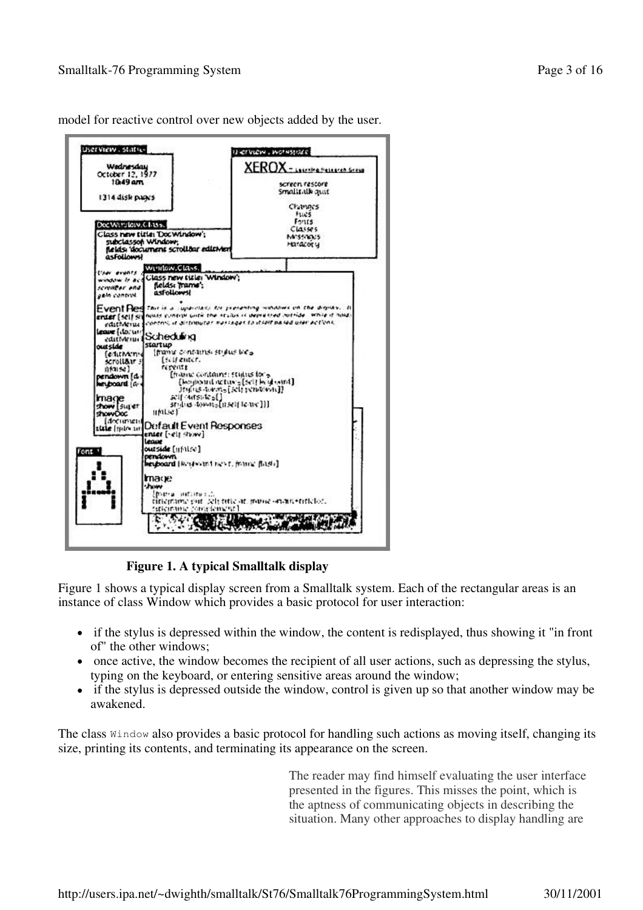model for reactive control over new objects added by the user.

**Figure 1. A typical Smalltalk display**

Figure 1 shows a typical display screen from a Smalltalk system. Each of the rectangular areas is an instance of class Window which provides a basic protocol for user interaction:

- if the stylus is depressed within the window, the content is redisplayed, thus showing it "in front of" the other windows;
- once active, the window becomes the recipient of all user actions, such as depressing the stylus, typing on the keyboard, or entering sensitive areas around the window;
- if the stylus is depressed outside the window, control is given up so that another window may be awakened.

The class `Window` also provides a basic protocol for handling such actions as moving itself, changing its size, printing its contents, and terminating its appearance on the screen.

> The reader may find himself evaluating the user interface presented in the figures. This misses the point, which is the aptness of communicating objects in describing the situation. Many other approaches to display handling are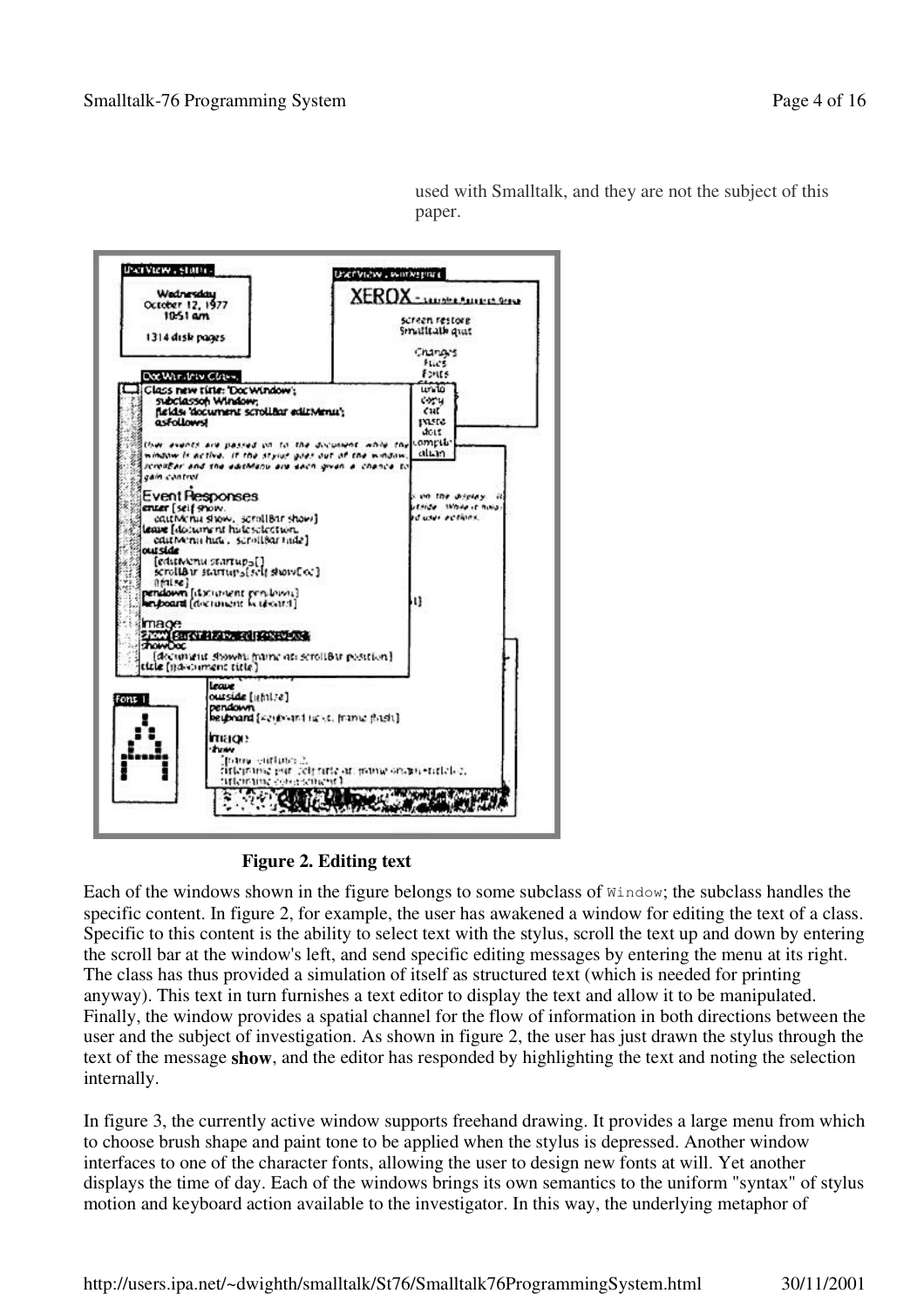used with Smalltalk, and they are not the subject of this paper.

**Figure 2. Editing text**

Each of the windows shown in the figure belongs to some subclass of `Window`; the subclass handles the specific content. In figure 2, for example, the user has awakened a window for editing the text of a class. Specific to this content is the ability to select text with the stylus, scroll the text up and down by entering the scroll bar at the window's left, and send specific editing messages by entering the menu at its right. The class has thus provided a simulation of itself as structured text (which is needed for printing anyway). This text in turn furnishes a text editor to display the text and allow it to be manipulated. Finally, the window provides a spatial channel for the flow of information in both directions between the user and the subject of investigation. As shown in figure 2, the user has just drawn the stylus through the text of the message **show**, and the editor has responded by highlighting the text and noting the selection internally.

In figure 3, the currently active window supports freehand drawing. It provides a large menu from which to choose brush shape and paint tone to be applied when the stylus is depressed. Another window interfaces to one of the character fonts, allowing the user to design new fonts at will. Yet another displays the time of day. Each of the windows brings its own semantics to the uniform "syntax" of stylus motion and keyboard action available to the investigator. In this way, the underlying metaphor of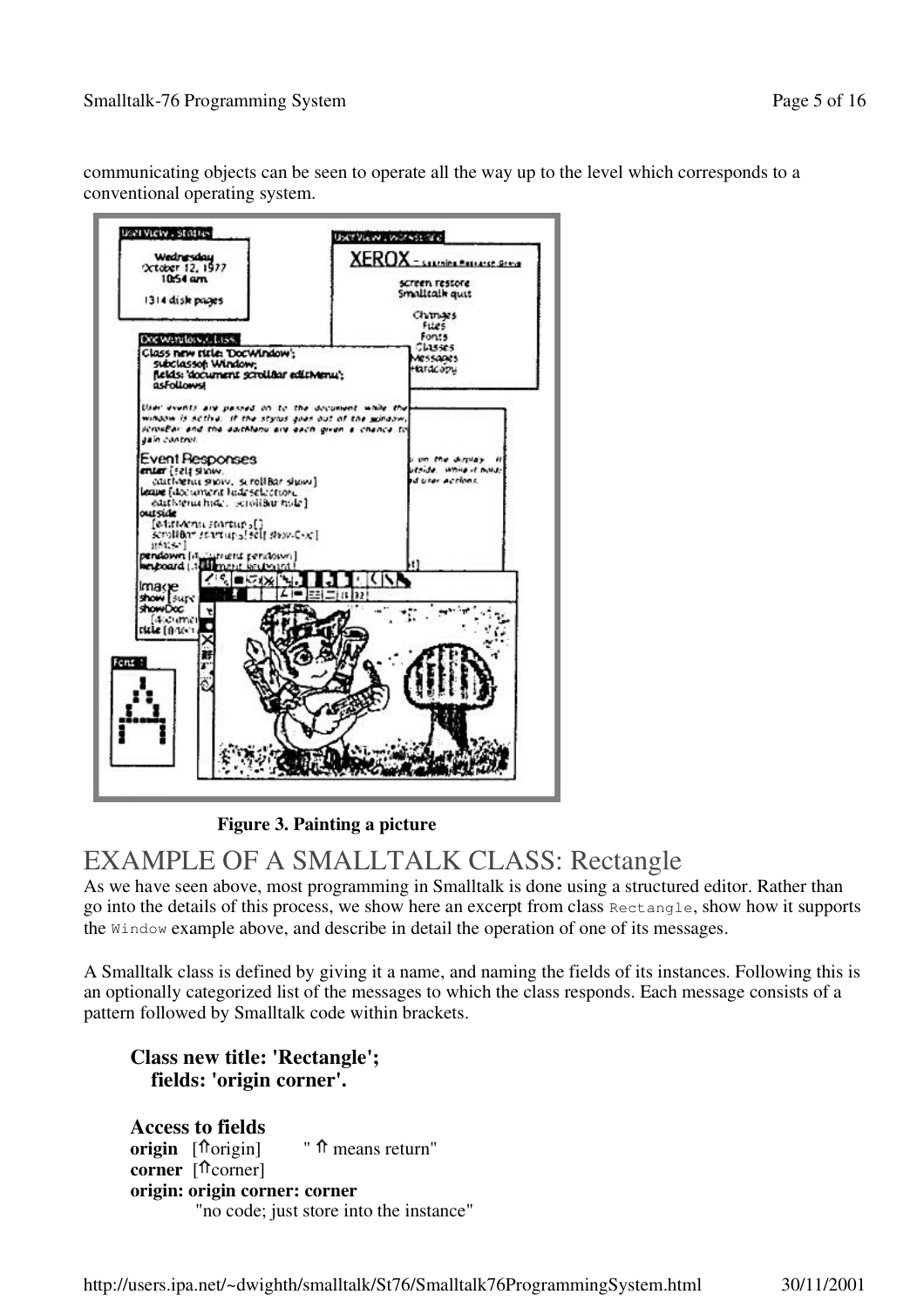communicating objects can be seen to operate all the way up to the level which corresponds to a conventional operating system.

**Figure 3. Painting a picture**

# EXAMPLE OF A SMALLTALK CLASS: Rectangle

As we have seen above, most programming in Smalltalk is done using a structured editor. Rather than go into the details of this process, we show here an excerpt from class `Rectangle`, show how it supports the `Window` example above, and describe in detail the operation of one of its messages.

A Smalltalk class is defined by giving it a name, and naming the fields of its instances. Following this is an optionally categorized list of the messages to which the class responds. Each message consists of a pattern followed by Smalltalk code within brackets.

**Class new title: 'Rectangle';**
**fields: 'origin corner'.**

**Access to fields**
**origin** [⇑origin] " ⇑ means return"
**corner** [⇑corner]
**origin: origin corner: corner**
"no code; just store into the instance"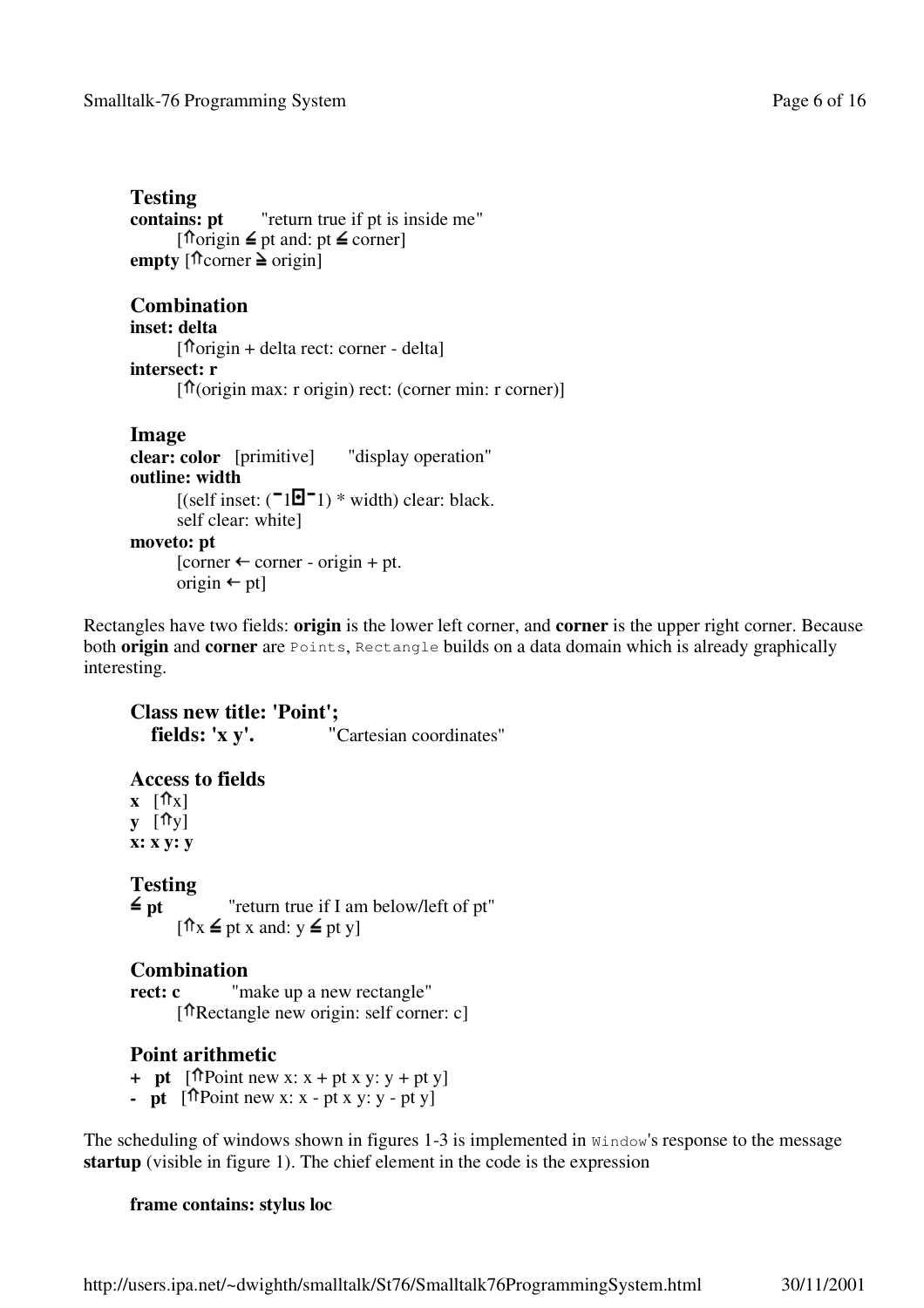**Testing**
**contains: pt** "return true if pt is inside me"
[⇑origin ≦ pt and: pt ≦ corner]
**empty** [⇑corner ≧ origin]

**Combination**
**inset: delta**
[⇑origin + delta rect: corner - delta]
**intersect: r**
[⇑(origin max: r origin) rect: (corner min: r corner)]

**Image**
**clear: color** [primitive] "display operation"
**outline: width**
[(self inset: (¯1⊡¯1) * width) clear: black.
self clear: white]
**moveto: pt**
[corner ← corner - origin + pt.
origin ← pt]

Rectangles have two fields: **origin** is the lower left corner, and **corner** is the upper right corner. Because both **origin** and **corner** are `Points`, `Rectangle` builds on a data domain which is already graphically interesting.

**Class new title: 'Point';**
**fields: 'x y'.** "Cartesian coordinates"

**Access to fields**
**x** [⇑x]
**y** [⇑y]
**x: x y: y**

**Testing**
**≦ pt** "return true if I am below/left of pt"
[⇑x ≦ pt x and: y ≦ pt y]

**Combination**
**rect: c** "make up a new rectangle"
[⇑Rectangle new origin: self corner: c]

**Point arithmetic**
**+ pt** [⇑Point new x: x + pt x y: y + pt y]
**- pt** [⇑Point new x: x - pt x y: y - pt y]

The scheduling of windows shown in figures 1-3 is implemented in `Window`'s response to the message **startup** (visible in figure 1). The chief element in the code is the expression

**frame contains: stylus loc**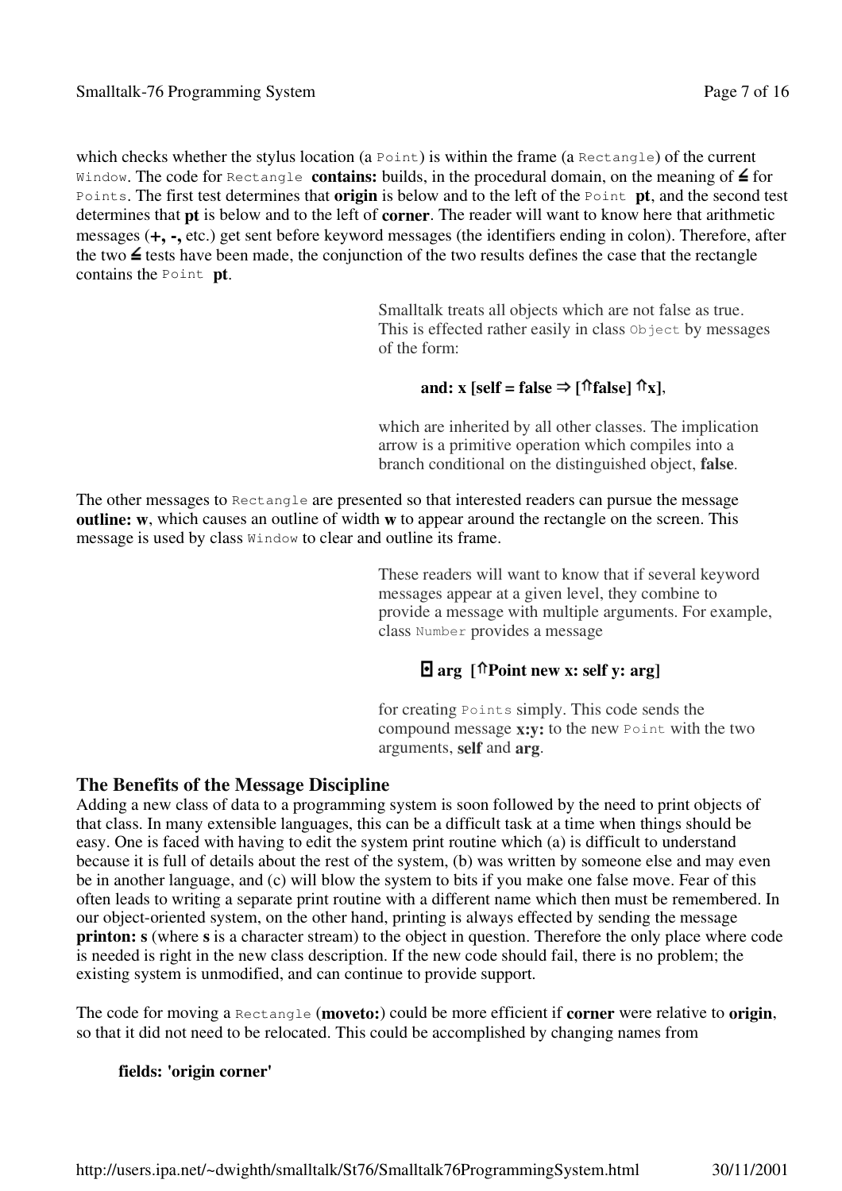which checks whether the stylus location (a `Point`) is within the frame (a `Rectangle`) of the current `Window`. The code for `Rectangle` **contains:** builds, in the procedural domain, on the meaning of ≦ for `Points`. The first test determines that **origin** is below and to the left of the `Point` **pt**, and the second test determines that **pt** is below and to the left of **corner**. The reader will want to know here that arithmetic messages (**+, -,** etc.) get sent before keyword messages (the identifiers ending in colon). Therefore, after the two ≦ tests have been made, the conjunction of the two results defines the case that the rectangle contains the `Point` **pt**.

> Smalltalk treats all objects which are not false as true. This is effected rather easily in class `Object` by messages of the form:
>
> **and: x [self = false ⇒ [⇑false] ⇑x],**
>
> which are inherited by all other classes. The implication arrow is a primitive operation which compiles into a branch conditional on the distinguished object, **false**.

The other messages to `Rectangle` are presented so that interested readers can pursue the message **outline: w**, which causes an outline of width **w** to appear around the rectangle on the screen. This message is used by class `Window` to clear and outline its frame.

> These readers will want to know that if several keyword messages appear at a given level, they combine to provide a message with multiple arguments. For example, class `Number` provides a message
>
> **⊡ arg [⇑Point new x: self y: arg]**
>
> for creating `Points` simply. This code sends the compound message **x:y:** to the new `Point` with the two arguments, **self** and **arg**.

## The Benefits of the Message Discipline

Adding a new class of data to a programming system is soon followed by the need to print objects of that class. In many extensible languages, this can be a difficult task at a time when things should be easy. One is faced with having to edit the system print routine which (a) is difficult to understand because it is full of details about the rest of the system, (b) was written by someone else and may even be in another language, and (c) will blow the system to bits if you make one false move. Fear of this often leads to writing a separate print routine with a different name which then must be remembered. In our object-oriented system, on the other hand, printing is always effected by sending the message **printon: s** (where **s** is a character stream) to the object in question. Therefore the only place where code is needed is right in the new class description. If the new code should fail, there is no problem; the existing system is unmodified, and can continue to provide support.

The code for moving a `Rectangle` (**moveto:**) could be more efficient if **corner** were relative to **origin**, so that it did not need to be relocated. This could be accomplished by changing names from

**fields: 'origin corner'**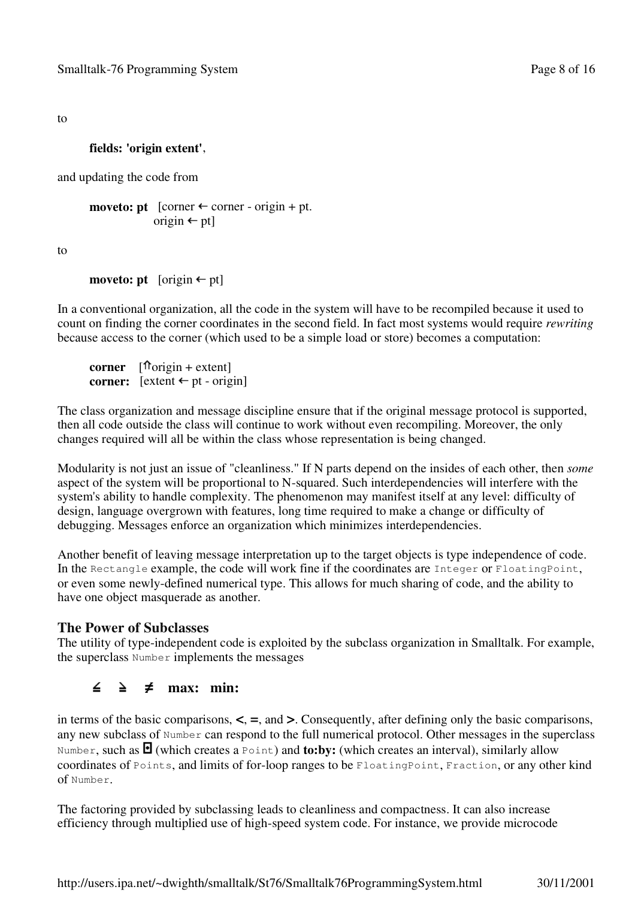to

**fields: 'origin extent'**,

and updating the code from

**moveto: pt** [corner ← corner - origin + pt.
origin ← pt]

to

**moveto: pt** [origin ← pt]

In a conventional organization, all the code in the system will have to be recompiled because it used to count on finding the corner coordinates in the second field. In fact most systems would require *rewriting* because access to the corner (which used to be a simple load or store) becomes a computation:

**corner** [⇑origin + extent]
**corner:** [extent ← pt - origin]

The class organization and message discipline ensure that if the original message protocol is supported, then all code outside the class will continue to work without even recompiling. Moreover, the only changes required will all be within the class whose representation is being changed.

Modularity is not just an issue of "cleanliness." If N parts depend on the insides of each other, then *some* aspect of the system will be proportional to N-squared. Such interdependencies will interfere with the system's ability to handle complexity. The phenomenon may manifest itself at any level: difficulty of design, language overgrown with features, long time required to make a change or difficulty of debugging. Messages enforce an organization which minimizes interdependencies.

Another benefit of leaving message interpretation up to the target objects is type independence of code. In the `Rectangle` example, the code will work fine if the coordinates are `Integer` or `FloatingPoint`, or even some newly-defined numerical type. This allows for much sharing of code, and the ability to have one object masquerade as another.

## The Power of Subclasses

The utility of type-independent code is exploited by the subclass organization in Smalltalk. For example, the superclass `Number` implements the messages

**≦ ≧ ≠ max: min:**

in terms of the basic comparisons, **<**, **=**, and **>**. Consequently, after defining only the basic comparisons, any new subclass of `Number` can respond to the full numerical protocol. Other messages in the superclass `Number`, such as **⊡** (which creates a `Point`) and **to:by:** (which creates an interval), similarly allow coordinates of `Points`, and limits of for-loop ranges to be `FloatingPoint`, `Fraction`, or any other kind of `Number`.

The factoring provided by subclassing leads to cleanliness and compactness. It can also increase efficiency through multiplied use of high-speed system code. For instance, we provide microcode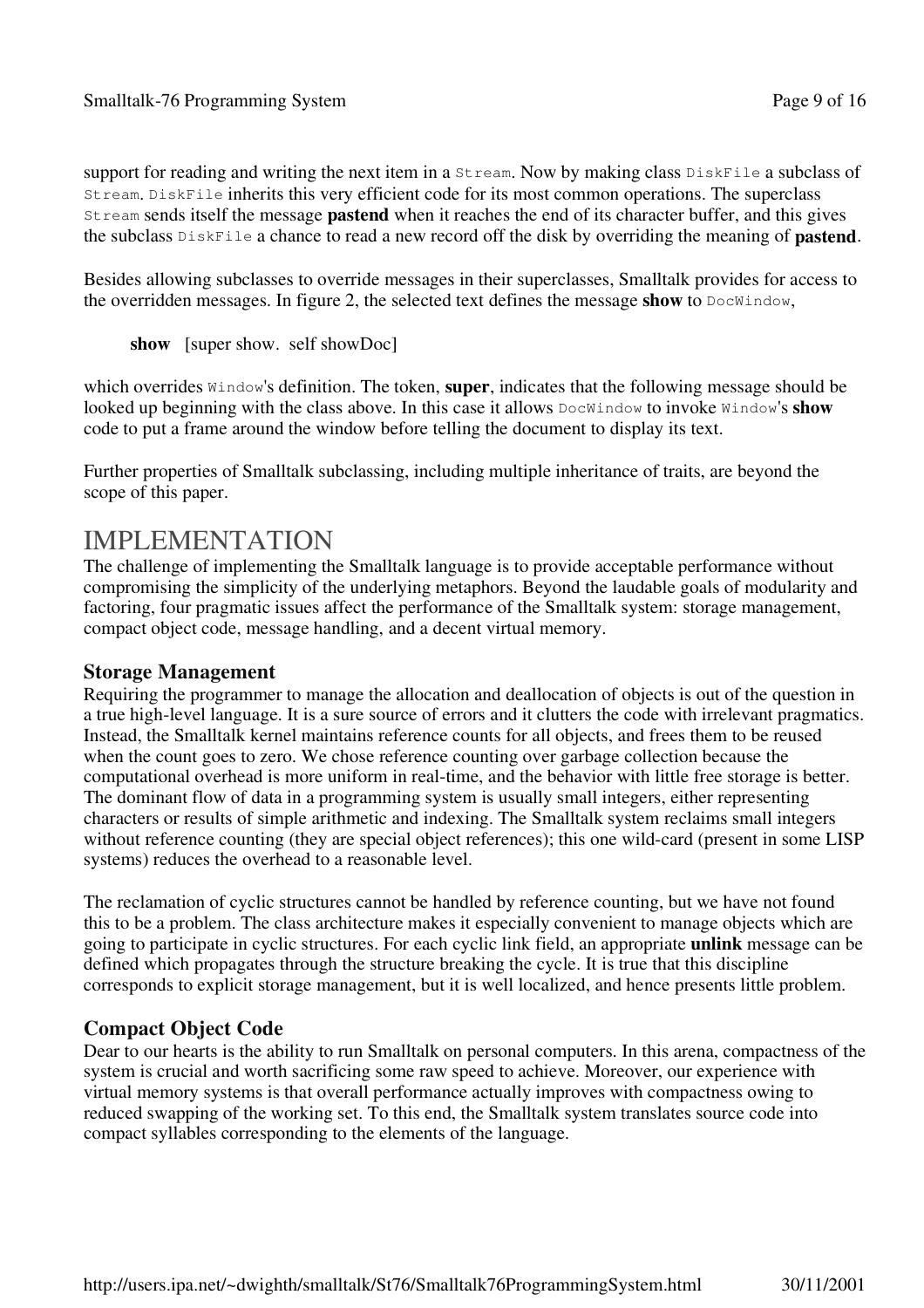support for reading and writing the next item in a `Stream`. Now by making class `DiskFile` a subclass of `Stream`. `DiskFile` inherits this very efficient code for its most common operations. The superclass `Stream` sends itself the message **pastend** when it reaches the end of its character buffer, and this gives the subclass `DiskFile` a chance to read a new record off the disk by overriding the meaning of **pastend**.

Besides allowing subclasses to override messages in their superclasses, Smalltalk provides for access to the overridden messages. In figure 2, the selected text defines the message **show** to `DocWindow`,

> **show** [super show. self showDoc]

which overrides `Window`'s definition. The token, **super**, indicates that the following message should be looked up beginning with the class above. In this case it allows `DocWindow` to invoke `Window`'s **show** code to put a frame around the window before telling the document to display its text.

Further properties of Smalltalk subclassing, including multiple inheritance of traits, are beyond the scope of this paper.

# IMPLEMENTATION

The challenge of implementing the Smalltalk language is to provide acceptable performance without compromising the simplicity of the underlying metaphors. Beyond the laudable goals of modularity and factoring, four pragmatic issues affect the performance of the Smalltalk system: storage management, compact object code, message handling, and a decent virtual memory.

### Storage Management

Requiring the programmer to manage the allocation and deallocation of objects is out of the question in a true high-level language. It is a sure source of errors and it clutters the code with irrelevant pragmatics. Instead, the Smalltalk kernel maintains reference counts for all objects, and frees them to be reused when the count goes to zero. We chose reference counting over garbage collection because the computational overhead is more uniform in real-time, and the behavior with little free storage is better. The dominant flow of data in a programming system is usually small integers, either representing characters or results of simple arithmetic and indexing. The Smalltalk system reclaims small integers without reference counting (they are special object references); this one wild-card (present in some LISP systems) reduces the overhead to a reasonable level.

The reclamation of cyclic structures cannot be handled by reference counting, but we have not found this to be a problem. The class architecture makes it especially convenient to manage objects which are going to participate in cyclic structures. For each cyclic link field, an appropriate **unlink** message can be defined which propagates through the structure breaking the cycle. It is true that this discipline corresponds to explicit storage management, but it is well localized, and hence presents little problem.

### Compact Object Code

Dear to our hearts is the ability to run Smalltalk on personal computers. In this arena, compactness of the system is crucial and worth sacrificing some raw speed to achieve. Moreover, our experience with virtual memory systems is that overall performance actually improves with compactness owing to reduced swapping of the working set. To this end, the Smalltalk system translates source code into compact syllables corresponding to the elements of the language.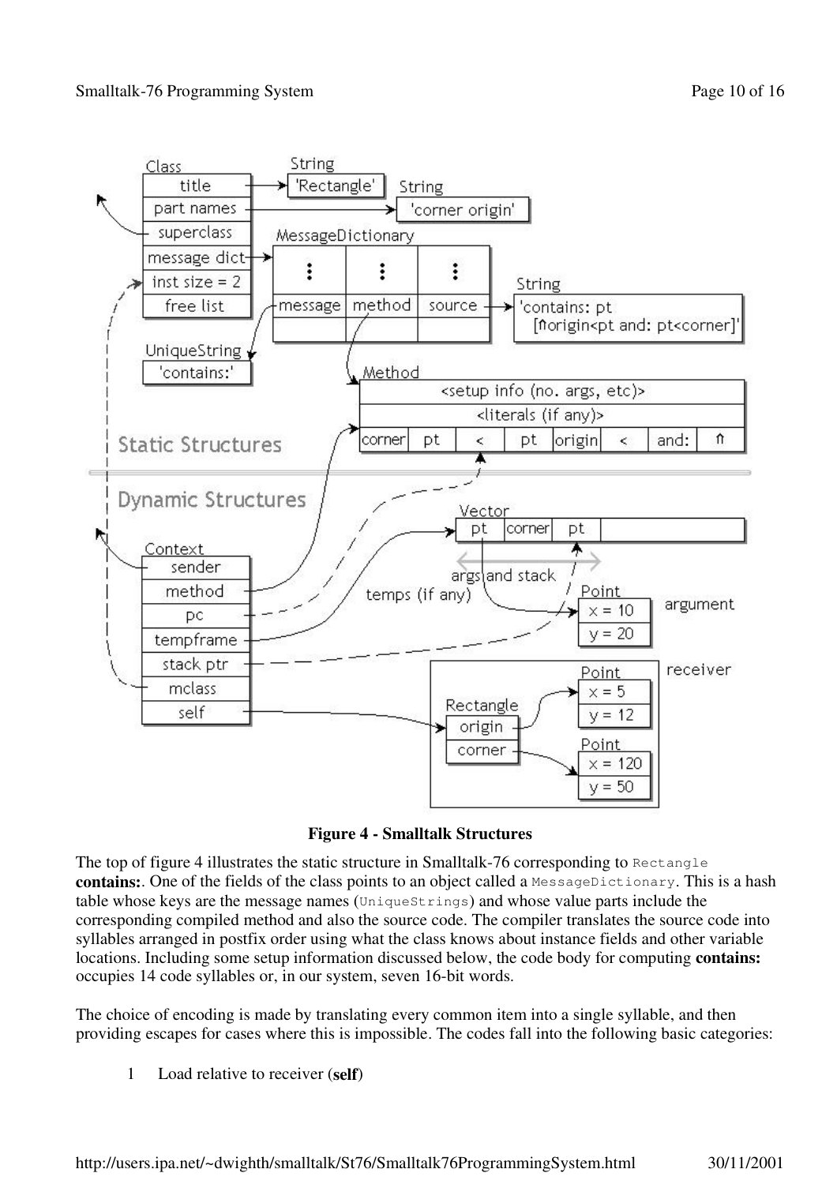**Figure 4 - Smalltalk Structures**

The top of figure 4 illustrates the static structure in Smalltalk-76 corresponding to `Rectangle` **contains:**. One of the fields of the class points to an object called a `MessageDictionary`. This is a hash table whose keys are the message names (`UniqueStrings`) and whose value parts include the corresponding compiled method and also the source code. The compiler translates the source code into syllables arranged in postfix order using what the class knows about instance fields and other variable locations. Including some setup information discussed below, the code body for computing **contains:** occupies 14 code syllables or, in our system, seven 16-bit words.

The choice of encoding is made by translating every common item into a single syllable, and then providing escapes for cases where this is impossible. The codes fall into the following basic categories:

1. Load relative to receiver (**self**)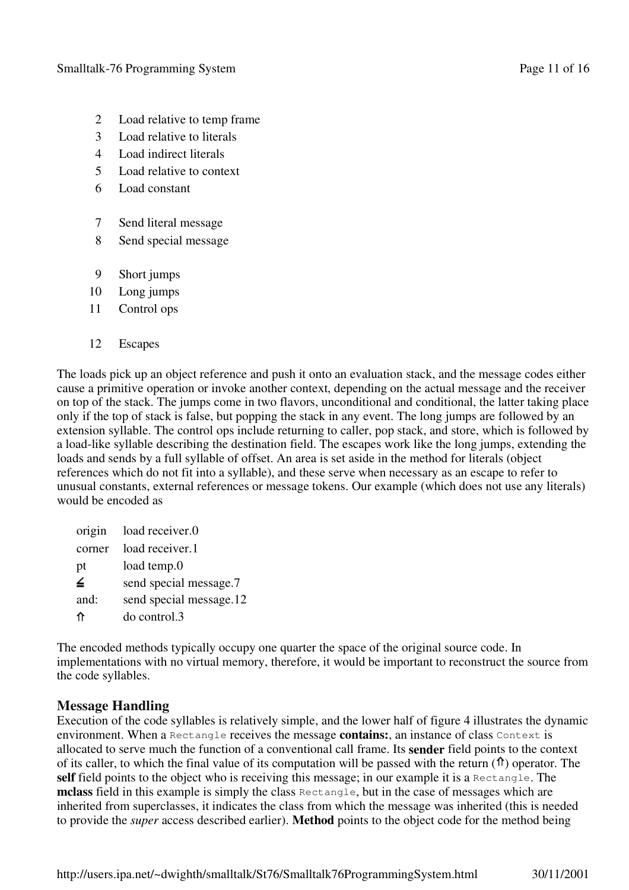| | |
|---|---|
| 2 | Load relative to temp frame |
| 3 | Load relative to literals |
| 4 | Load indirect literals |
| 5 | Load relative to context |
| 6 | Load constant |
| 7 | Send literal message |
| 8 | Send special message |
| 9 | Short jumps |
| 10 | Long jumps |
| 11 | Control ops |
| 12 | Escapes |

The loads pick up an object reference and push it onto an evaluation stack, and the message codes either cause a primitive operation or invoke another context, depending on the actual message and the receiver on top of the stack. The jumps come in two flavors, unconditional and conditional, the latter taking place only if the top of stack is false, but popping the stack in any event. The long jumps are followed by an extension syllable. The control ops include returning to caller, pop stack, and store, which is followed by a load-like syllable describing the destination field. The escapes work like the long jumps, extending the loads and sends by a full syllable of offset. An area is set aside in the method for literals (object references which do not fit into a syllable), and these serve when necessary as an escape to refer to unusual constants, external references or message tokens. Our example (which does not use any literals) would be encoded as

| | |
|---|---|
| origin | load receiver.0 |
| corner | load receiver.1 |
| pt | load temp.0 |
| ≦ | send special message.7 |
| and: | send special message.12 |
| ⇑ | do control.3 |

The encoded methods typically occupy one quarter the space of the original source code. In implementations with no virtual memory, therefore, it would be important to reconstruct the source from the code syllables.

## Message Handling

Execution of the code syllables is relatively simple, and the lower half of figure 4 illustrates the dynamic environment. When a `Rectangle` receives the message **contains:**, an instance of class `Context` is allocated to serve much the function of a conventional call frame. Its **sender** field points to the context of its caller, to which the final value of its computation will be passed with the return (⇑) operator. The **self** field points to the object who is receiving this message; in our example it is a `Rectangle`. The **mclass** field in this example is simply the class `Rectangle`, but in the case of messages which are inherited from superclasses, it indicates the class from which the message was inherited (this is needed to provide the *super* access described earlier). **Method** points to the object code for the method being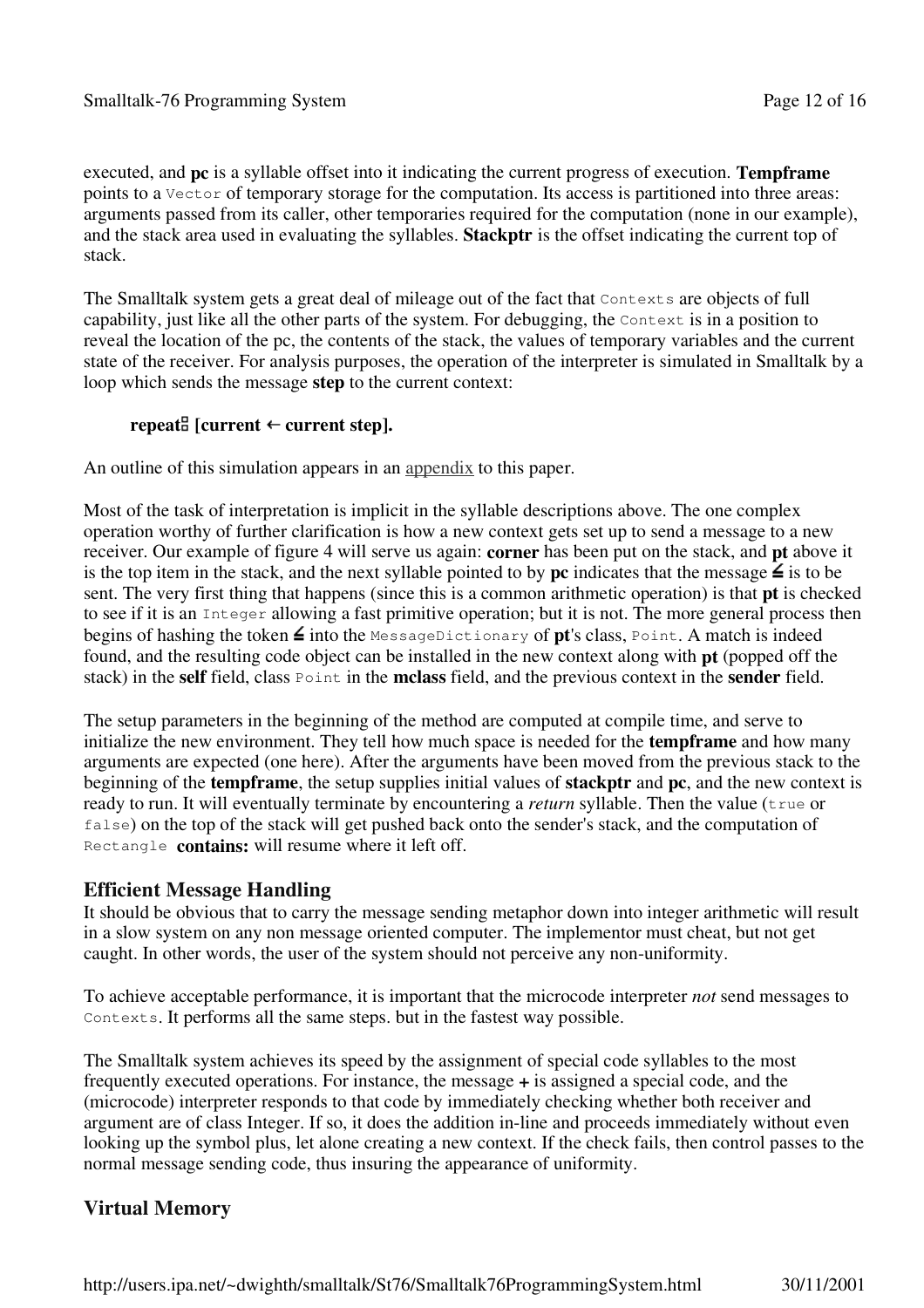executed, and **pc** is a syllable offset into it indicating the current progress of execution. **Tempframe** points to a `Vector` of temporary storage for the computation. Its access is partitioned into three areas: arguments passed from its caller, other temporaries required for the computation (none in our example), and the stack area used in evaluating the syllables. **Stackptr** is the offset indicating the current top of stack.

The Smalltalk system gets a great deal of mileage out of the fact that `Contexts` are objects of full capability, just like all the other parts of the system. For debugging, the `Context` is in a position to reveal the location of the pc, the contents of the stack, the values of temporary variables and the current state of the receiver. For analysis purposes, the operation of the interpreter is simulated in Smalltalk by a loop which sends the message **step** to the current context:

**repeat⌷ [current ← current step].**

An outline of this simulation appears in an appendix to this paper.

Most of the task of interpretation is implicit in the syllable descriptions above. The one complex operation worthy of further clarification is how a new context gets set up to send a message to a new receiver. Our example of figure 4 will serve us again: **corner** has been put on the stack, and **pt** above it is the top item in the stack, and the next syllable pointed to by **pc** indicates that the message **≦** is to be sent. The very first thing that happens (since this is a common arithmetic operation) is that **pt** is checked to see if it is an `Integer` allowing a fast primitive operation; but it is not. The more general process then begins of hashing the token **≦** into the `MessageDictionary` of **pt**'s class, `Point`. A match is indeed found, and the resulting code object can be installed in the new context along with **pt** (popped off the stack) in the **self** field, class `Point` in the **mclass** field, and the previous context in the **sender** field.

The setup parameters in the beginning of the method are computed at compile time, and serve to initialize the new environment. They tell how much space is needed for the **tempframe** and how many arguments are expected (one here). After the arguments have been moved from the previous stack to the beginning of the **tempframe**, the setup supplies initial values of **stackptr** and **pc**, and the new context is ready to run. It will eventually terminate by encountering a *return* syllable. Then the value (`true` or `false`) on the top of the stack will get pushed back onto the sender's stack, and the computation of `Rectangle` **contains:** will resume where it left off.

## Efficient Message Handling

It should be obvious that to carry the message sending metaphor down into integer arithmetic will result in a slow system on any non message oriented computer. The implementor must cheat, but not get caught. In other words, the user of the system should not perceive any non-uniformity.

To achieve acceptable performance, it is important that the microcode interpreter *not* send messages to `Contexts`. It performs all the same steps. but in the fastest way possible.

The Smalltalk system achieves its speed by the assignment of special code syllables to the most frequently executed operations. For instance, the message **+** is assigned a special code, and the (microcode) interpreter responds to that code by immediately checking whether both receiver and argument are of class Integer. If so, it does the addition in-line and proceeds immediately without even looking up the symbol plus, let alone creating a new context. If the check fails, then control passes to the normal message sending code, thus insuring the appearance of uniformity.

## Virtual Memory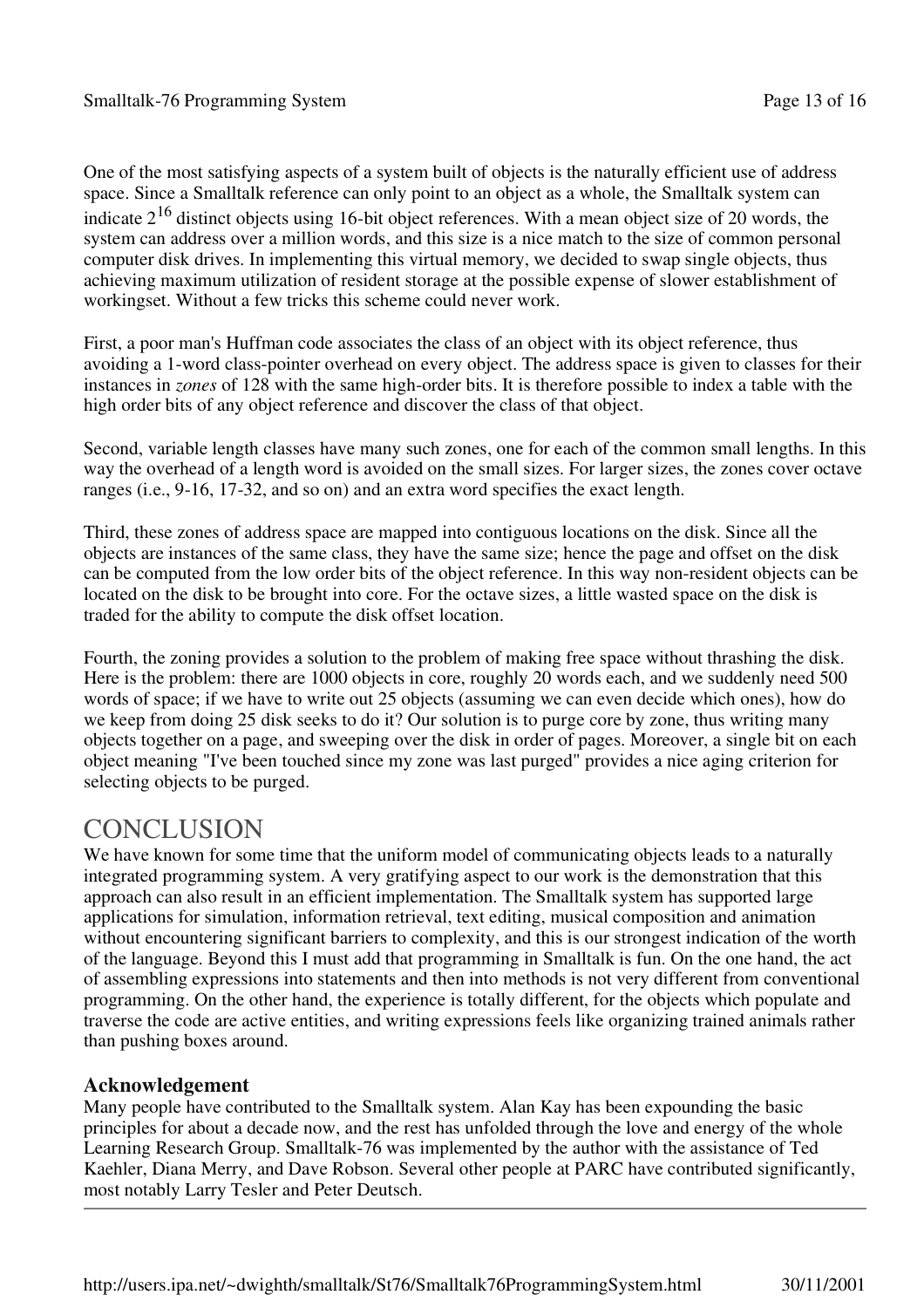One of the most satisfying aspects of a system built of objects is the naturally efficient use of address space. Since a Smalltalk reference can only point to an object as a whole, the Smalltalk system can indicate $2^{16}$ distinct objects using 16-bit object references. With a mean object size of 20 words, the system can address over a million words, and this size is a nice match to the size of common personal computer disk drives. In implementing this virtual memory, we decided to swap single objects, thus achieving maximum utilization of resident storage at the possible expense of slower establishment of workingset. Without a few tricks this scheme could never work.

First, a poor man's Huffman code associates the class of an object with its object reference, thus avoiding a 1-word class-pointer overhead on every object. The address space is given to classes for their instances in *zones* of 128 with the same high-order bits. It is therefore possible to index a table with the high order bits of any object reference and discover the class of that object.

Second, variable length classes have many such zones, one for each of the common small lengths. In this way the overhead of a length word is avoided on the small sizes. For larger sizes, the zones cover octave ranges (i.e., 9-16, 17-32, and so on) and an extra word specifies the exact length.

Third, these zones of address space are mapped into contiguous locations on the disk. Since all the objects are instances of the same class, they have the same size; hence the page and offset on the disk can be computed from the low order bits of the object reference. In this way non-resident objects can be located on the disk to be brought into core. For the octave sizes, a little wasted space on the disk is traded for the ability to compute the disk offset location.

Fourth, the zoning provides a solution to the problem of making free space without thrashing the disk. Here is the problem: there are 1000 objects in core, roughly 20 words each, and we suddenly need 500 words of space; if we have to write out 25 objects (assuming we can even decide which ones), how do we keep from doing 25 disk seeks to do it? Our solution is to purge core by zone, thus writing many objects together on a page, and sweeping over the disk in order of pages. Moreover, a single bit on each object meaning "I've been touched since my zone was last purged" provides a nice aging criterion for selecting objects to be purged.

# CONCLUSION

We have known for some time that the uniform model of communicating objects leads to a naturally integrated programming system. A very gratifying aspect to our work is the demonstration that this approach can also result in an efficient implementation. The Smalltalk system has supported large applications for simulation, information retrieval, text editing, musical composition and animation without encountering significant barriers to complexity, and this is our strongest indication of the worth of the language. Beyond this I must add that programming in Smalltalk is fun. On the one hand, the act of assembling expressions into statements and then into methods is not very different from conventional programming. On the other hand, the experience is totally different, for the objects which populate and traverse the code are active entities, and writing expressions feels like organizing trained animals rather than pushing boxes around.

### Acknowledgement

Many people have contributed to the Smalltalk system. Alan Kay has been expounding the basic principles for about a decade now, and the rest has unfolded through the love and energy of the whole Learning Research Group. Smalltalk-76 was implemented by the author with the assistance of Ted Kaehler, Diana Merry, and Dave Robson. Several other people at PARC have contributed significantly, most notably Larry Tesler and Peter Deutsch.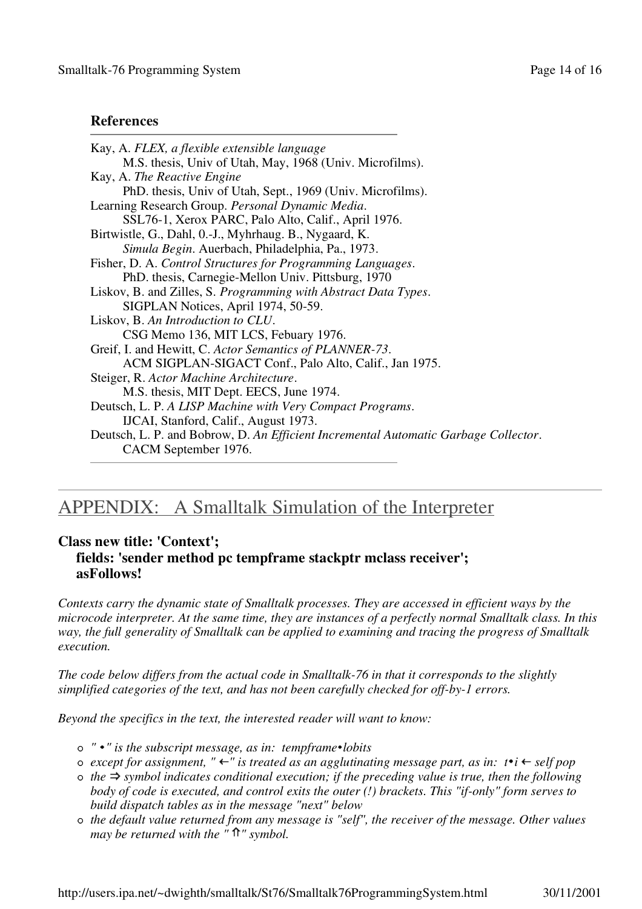### References

Kay, A. *FLEX, a flexible extensible language*
M.S. thesis, Univ of Utah, May, 1968 (Univ. Microfilms).
Kay, A. *The Reactive Engine*
PhD. thesis, Univ of Utah, Sept., 1969 (Univ. Microfilms).
Learning Research Group. *Personal Dynamic Media*.
SSL76-1, Xerox PARC, Palo Alto, Calif., April 1976.
Birtwistle, G., Dahl, 0.-J., Myhrhaug. B., Nygaard, K.
*Simula Begin*. Auerbach, Philadelphia, Pa., 1973.
Fisher, D. A. *Control Structures for Programming Languages*.
PhD. thesis, Carnegie-Mellon Univ. Pittsburg, 1970
Liskov, B. and Zilles, S. *Programming with Abstract Data Types*.
SIGPLAN Notices, April 1974, 50-59.
Liskov, B. *An Introduction to CLU*.
CSG Memo 136, MIT LCS, Febuary 1976.
Greif, I. and Hewitt, C. *Actor Semantics of PLANNER-73*.
ACM SIGPLAN-SIGACT Conf., Palo Alto, Calif., Jan 1975.
Steiger, R. *Actor Machine Architecture*.
M.S. thesis, MIT Dept. EECS, June 1974.
Deutsch, L. P. *A LISP Machine with Very Compact Programs*.
IJCAI, Stanford, Calif., August 1973.
Deutsch, L. P. and Bobrow, D. *An Efficient Incremental Automatic Garbage Collector*.
CACM September 1976.

## APPENDIX: A Smalltalk Simulation of the Interpreter

**Class new title: 'Context';**
**fields: 'sender method pc tempframe stackptr mclass receiver';**
**asFollows!**

*Contexts carry the dynamic state of Smalltalk processes. They are accessed in efficient ways by the microcode interpreter. At the same time, they are instances of a perfectly normal Smalltalk class. In this way, the full generality of Smalltalk can be applied to examining and tracing the progress of Smalltalk execution.*

*The code below differs from the actual code in Smalltalk-76 in that it corresponds to the slightly simplified categories of the text, and has not been carefully checked for off-by-1 errors.*

*Beyond the specifics in the text, the interested reader will want to know:*

- *" • " is the subscript message, as in: tempframe•lobits*
- *except for assignment, " ← " is treated as an agglutinating message part, as in: t•i ← self pop*
- *the ⇒ symbol indicates conditional execution; if the preceding value is true, then the following body of code is executed, and control exits the outer (!) brackets. This "if-only" form serves to build dispatch tables as in the message "next" below*
- *the default value returned from any message is "self", the receiver of the message. Other values may be returned with the " ⇑ " symbol.*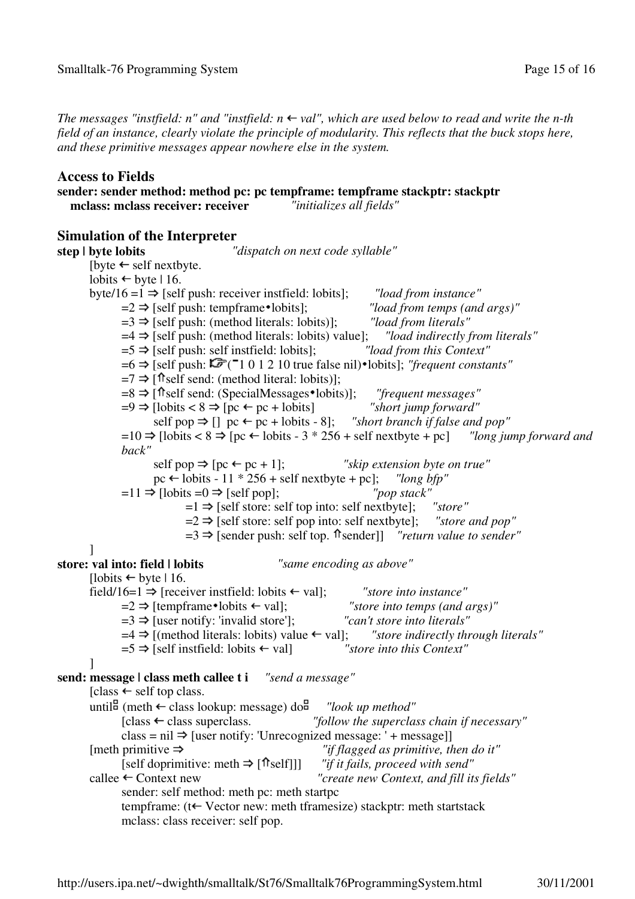*The messages "instfield: n" and "instfield: n ← val", which are used below to read and write the n-th field of an instance, clearly violate the principle of modularity. This reflects that the buck stops here, and these primitive messages appear nowhere else in the system.*

## Access to Fields

**sender: sender method: method pc: pc tempframe: tempframe stackptr: stackptr mclass: mclass receiver: receiver** *"initializes all fields"*

## Simulation of the Interpreter

```
step | byte lobits                "dispatch on next code syllable"
    [byte ← self nextbyte.
    lobits ← byte | 16.
    byte/16 =1 ⇒ [self push: receiver instfield: lobits];        "load from instance"
        =2 ⇒ [self push: tempframe•lobits];                    "load from temps (and args)"
        =3 ⇒ [self push: (method literals: lobits)];           "load from literals"
        =4 ⇒ [self push: (method literals: lobits) value];     "load indirectly from literals"
        =5 ⇒ [self push: self instfield: lobits];              "load from this Context"
        =6 ⇒ [self push: ☞(¯1 0 1 2 10 true false nil)•lobits]; "frequent constants"
        =7 ⇒ [⇑self send: (method literal: lobits)];
        =8 ⇒ [⇑self send: (SpecialMessages•lobits)];          "frequent messages"
        =9 ⇒ [lobits < 8 ⇒ [pc ← pc + lobits]                 "short jump forward"
            self pop ⇒ [] pc ← pc + lobits - 8];     "short branch if false and pop"
        =10 ⇒ [lobits < 8 ⇒ [pc ← lobits - 3 * 256 + self nextbyte + pc]     "long jump forward and back"
            self pop ⇒ [pc ← pc + 1];                "skip extension byte on true"
            pc ← lobits - 11 * 256 + self nextbyte + pc];    "long bfp"
        =11 ⇒ [lobits =0 ⇒ [self pop];                        "pop stack"
                =1 ⇒ [self store: self top into: self nextbyte];    "store"
                =2 ⇒ [self store: self pop into: self nextbyte];    "store and pop"
                =3 ⇒ [sender push: self top. ⇑sender]]    "return value to sender"
    ]
store: val into: field | lobits                "same encoding as above"
    [lobits ← byte | 16.
    field/16=1 ⇒ [receiver instfield: lobits ← val];          "store into instance"
        =2 ⇒ [tempframe•lobits ← val];                   "store into temps (and args)"
        =3 ⇒ [user notify: 'invalid store'];             "can't store into literals"
        =4 ⇒ [(method literals: lobits) value ← val];     "store indirectly through literals"
        =5 ⇒ [self instfield: lobits ← val]               "store into this Context"
    ]
send: message | class meth callee t i     "send a message"
    [class ← self top class.
    until⌸ (meth ← class lookup: message) do⌸     "look up method"
        [class ← class superclass.           "follow the superclass chain if necessary"
        class = nil ⇒ [user notify: 'Unrecognized message: ' + message]]
    [meth primitive ⇒                          "if flagged as primitive, then do it"
        [self doprimitive: meth ⇒ [⇑self]]]     "if it fails, proceed with send"
    callee ← Context new                      "create new Context, and fill its fields"
        sender: self method: meth pc: meth startpc
        tempframe: (t← Vector new: meth tframesize) stackptr: meth startstack
        mclass: class receiver: self pop.
```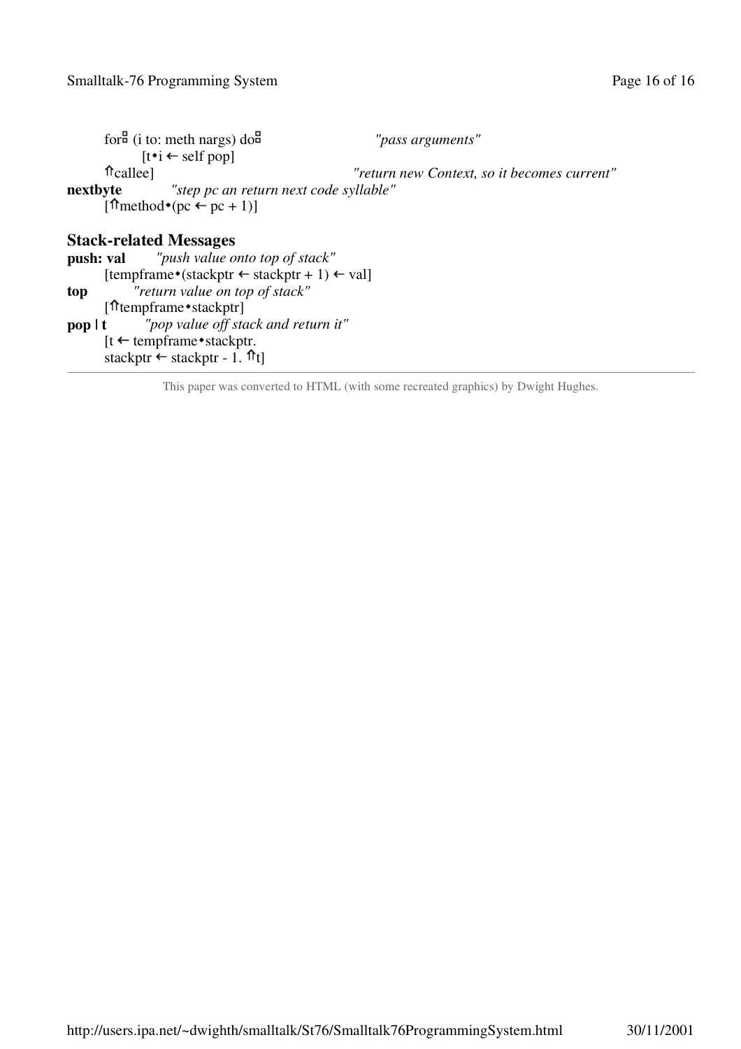for⌗ (i to: meth nargs) do⌗ *"pass arguments"*
[t•i ← self pop]
⇑callee] *"return new Context, so it becomes current"*

**nextbyte** *"step pc an return next code syllable"*
[⇑method•(pc ← pc + 1)]

### Stack-related Messages

**push: val** *"push value onto top of stack"*
[tempframe•(stackptr ← stackptr + 1) ← val]

**top** *"return value on top of stack"*
[⇑tempframe•stackptr]

**pop | t** *"pop value off stack and return it"*
[t ← tempframe•stackptr.
stackptr ← stackptr - 1. ⇑t]

---

This paper was converted to HTML (with some recreated graphics) by Dwight Hughes.